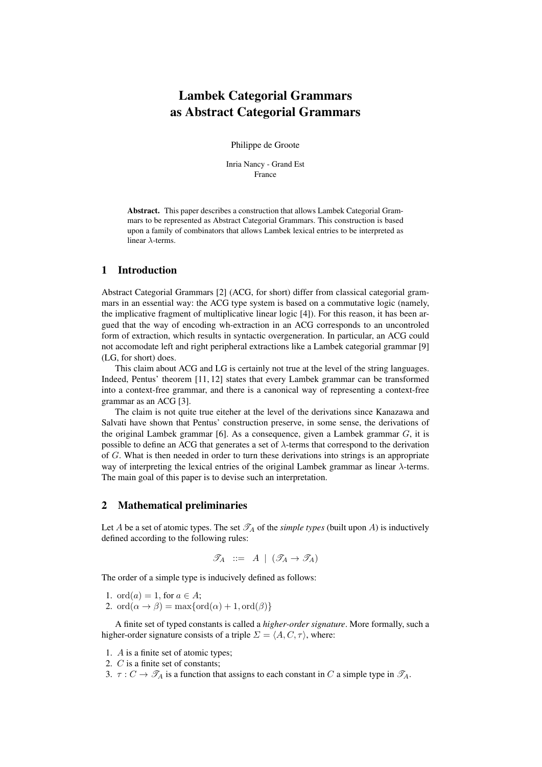# Lambek Categorial Grammars as Abstract Categorial Grammars

Philippe de Groote

Inria Nancy - Grand Est
France

**Abstract.** This paper describes a construction that allows Lambek Categorial Grammars to be represented as Abstract Categorial Grammars. This construction is based upon a family of combinators that allows Lambek lexical entries to be interpreted as linear $\lambda$-terms.

## 1 Introduction

Abstract Categorial Grammars [2] (ACG, for short) differ from classical categorial grammars in an essential way: the ACG type system is based on a commutative logic (namely, the implicative fragment of multiplicative linear logic [4]). For this reason, it has been argued that the way of encoding wh-extraction in an ACG corresponds to an uncontroled form of extraction, which results in syntactic overgeneration. In particular, an ACG could not accomodate left and right peripheral extractions like a Lambek categorial grammar [9] (LG, for short) does.

This claim about ACG and LG is certainly not true at the level of the string languages. Indeed, Pentus' theorem [11, 12] states that every Lambek grammar can be transformed into a context-free grammar, and there is a canonical way of representing a context-free grammar as an ACG [3].

The claim is not quite true eiteher at the level of the derivations since Kanazawa and Salvati have shown that Pentus' construction preserve, in some sense, the derivations of the original Lambek grammar [6]. As a consequence, given a Lambek grammar $G$, it is possible to define an ACG that generates a set of $\lambda$-terms that correspond to the derivation of $G$. What is then needed in order to turn these derivations into strings is an appropriate way of interpreting the lexical entries of the original Lambek grammar as linear $\lambda$-terms. The main goal of this paper is to devise such an interpretation.

## 2 Mathematical preliminaries

Let $A$ be a set of atomic types. The set $\mathscr{T}_A$ of the *simple types* (built upon $A$) is inductively defined according to the following rules:

$$\mathscr{T}_A \;\; ::= \;\; A \;|\; (\mathscr{T}_A \rightarrow \mathscr{T}_A)$$

The order of a simple type is inducively defined as follows:

1. $\mathrm{ord}(a) = 1$, for $a \in A$;
2. $\mathrm{ord}(\alpha \rightarrow \beta) = \max\{\mathrm{ord}(\alpha) + 1, \mathrm{ord}(\beta)\}$

A finite set of typed constants is called a *higher-order signature*. More formally, such a higher-order signature consists of a triple $\Sigma = \langle A, C, \tau \rangle$, where:

1. $A$ is a finite set of atomic types;
2. $C$ is a finite set of constants;
3. $\tau : C \rightarrow \mathscr{T}_A$ is a function that assigns to each constant in $C$ a simple type in $\mathscr{T}_A$.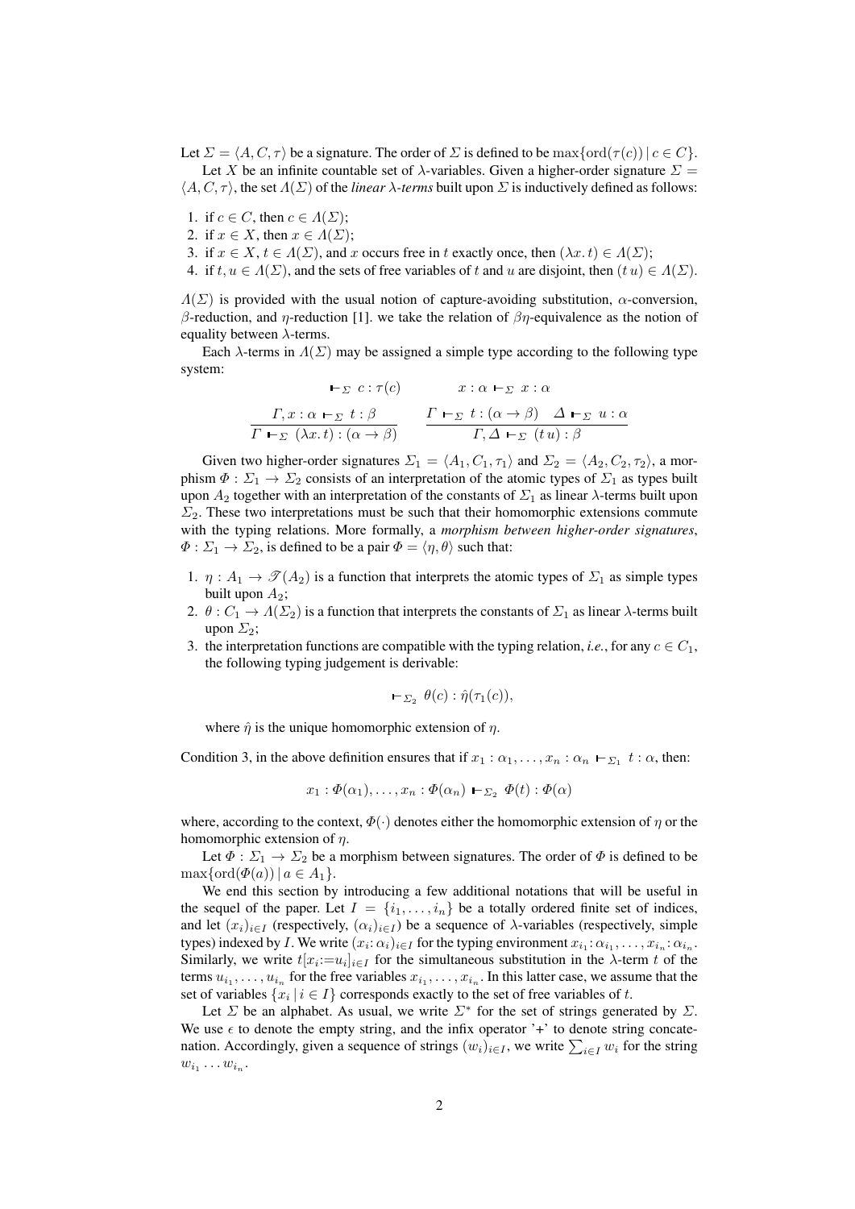Let $\Sigma = \langle A, C, \tau \rangle$ be a signature. The order of $\Sigma$ is defined to be $\max\{\mathrm{ord}(\tau(c)) \mid c \in C\}$.

Let $X$ be an infinite countable set of $\lambda$-variables. Given a higher-order signature $\Sigma = \langle A, C, \tau \rangle$, the set $\Lambda(\Sigma)$ of the *linear $\lambda$-terms* built upon $\Sigma$ is inductively defined as follows:

1. if $c \in C$, then $c \in \Lambda(\Sigma)$;
2. if $x \in X$, then $x \in \Lambda(\Sigma)$;
3. if $x \in X$, $t \in \Lambda(\Sigma)$, and $x$ occurs free in $t$ exactly once, then $(\lambda x.\, t) \in \Lambda(\Sigma)$;
4. if $t, u \in \Lambda(\Sigma)$, and the sets of free variables of $t$ and $u$ are disjoint, then $(t\, u) \in \Lambda(\Sigma)$.

$\Lambda(\Sigma)$ is provided with the usual notion of capture-avoiding substitution, $\alpha$-conversion, $\beta$-reduction, and $\eta$-reduction [1]. we take the relation of $\beta\eta$-equivalence as the notion of equality between $\lambda$-terms.

Each $\lambda$-terms in $\Lambda(\Sigma)$ may be assigned a simple type according to the following type system:

$$\vdash_\Sigma\ c : \tau(c) \qquad\qquad x : \alpha \vdash_\Sigma\ x : \alpha$$

$$\frac{\Gamma, x : \alpha \vdash_\Sigma\ t : \beta}{\Gamma \vdash_\Sigma\ (\lambda x.\, t) : (\alpha \to \beta)} \qquad \frac{\Gamma \vdash_\Sigma\ t : (\alpha \to \beta) \quad \Delta \vdash_\Sigma\ u : \alpha}{\Gamma, \Delta \vdash_\Sigma\ (t\, u) : \beta}$$

Given two higher-order signatures $\Sigma_1 = \langle A_1, C_1, \tau_1 \rangle$ and $\Sigma_2 = \langle A_2, C_2, \tau_2 \rangle$, a morphism $\Phi : \Sigma_1 \to \Sigma_2$ consists of an interpretation of the atomic types of $\Sigma_1$ as types built upon $A_2$ together with an interpretation of the constants of $\Sigma_1$ as linear $\lambda$-terms built upon $\Sigma_2$. These two interpretations must be such that their homomorphic extensions commute with the typing relations. More formally, a *morphism between higher-order signatures*, $\Phi : \Sigma_1 \to \Sigma_2$, is defined to be a pair $\Phi = \langle \eta, \theta \rangle$ such that:

1. $\eta : A_1 \to \mathscr{T}(A_2)$ is a function that interprets the atomic types of $\Sigma_1$ as simple types built upon $A_2$;
2. $\theta : C_1 \to \Lambda(\Sigma_2)$ is a function that interprets the constants of $\Sigma_1$ as linear $\lambda$-terms built upon $\Sigma_2$;
3. the interpretation functions are compatible with the typing relation, *i.e.*, for any $c \in C_1$, the following typing judgement is derivable:

$$\vdash_{\Sigma_2}\ \theta(c) : \hat{\eta}(\tau_1(c)),$$

where $\hat{\eta}$ is the unique homomorphic extension of $\eta$.

Condition 3, in the above definition ensures that if $x_1 : \alpha_1, \ldots, x_n : \alpha_n \vdash_{\Sigma_1}\ t : \alpha$, then:

$$x_1 : \Phi(\alpha_1), \ldots, x_n : \Phi(\alpha_n) \vdash_{\Sigma_2}\ \Phi(t) : \Phi(\alpha)$$

where, according to the context, $\Phi(\cdot)$ denotes either the homomorphic extension of $\eta$ or the homomorphic extension of $\eta$.

Let $\Phi : \Sigma_1 \to \Sigma_2$ be a morphism between signatures. The order of $\Phi$ is defined to be $\max\{\mathrm{ord}(\Phi(a)) \mid a \in A_1\}$.

We end this section by introducing a few additional notations that will be useful in the sequel of the paper. Let $I = \{i_1, \ldots, i_n\}$ be a totally ordered finite set of indices, and let $(x_i)_{i \in I}$ (respectively, $(\alpha_i)_{i \in I}$) be a sequence of $\lambda$-variables (respectively, simple types) indexed by $I$. We write $(x_i : \alpha_i)_{i \in I}$ for the typing environment $x_{i_1} : \alpha_{i_1}, \ldots, x_{i_n} : \alpha_{i_n}$. Similarly, we write $t[x_i := u_i]_{i \in I}$ for the simultaneous substitution in the $\lambda$-term $t$ of the terms $u_{i_1}, \ldots, u_{i_n}$ for the free variables $x_{i_1}, \ldots, x_{i_n}$. In this latter case, we assume that the set of variables $\{x_i \mid i \in I\}$ corresponds exactly to the set of free variables of $t$.

Let $\Sigma$ be an alphabet. As usual, we write $\Sigma^*$ for the set of strings generated by $\Sigma$. We use $\epsilon$ to denote the empty string, and the infix operator '+' to denote string concatenation. Accordingly, given a sequence of strings $(w_i)_{i \in I}$, we write $\sum_{i \in I} w_i$ for the string $w_{i_1} \ldots w_{i_n}$.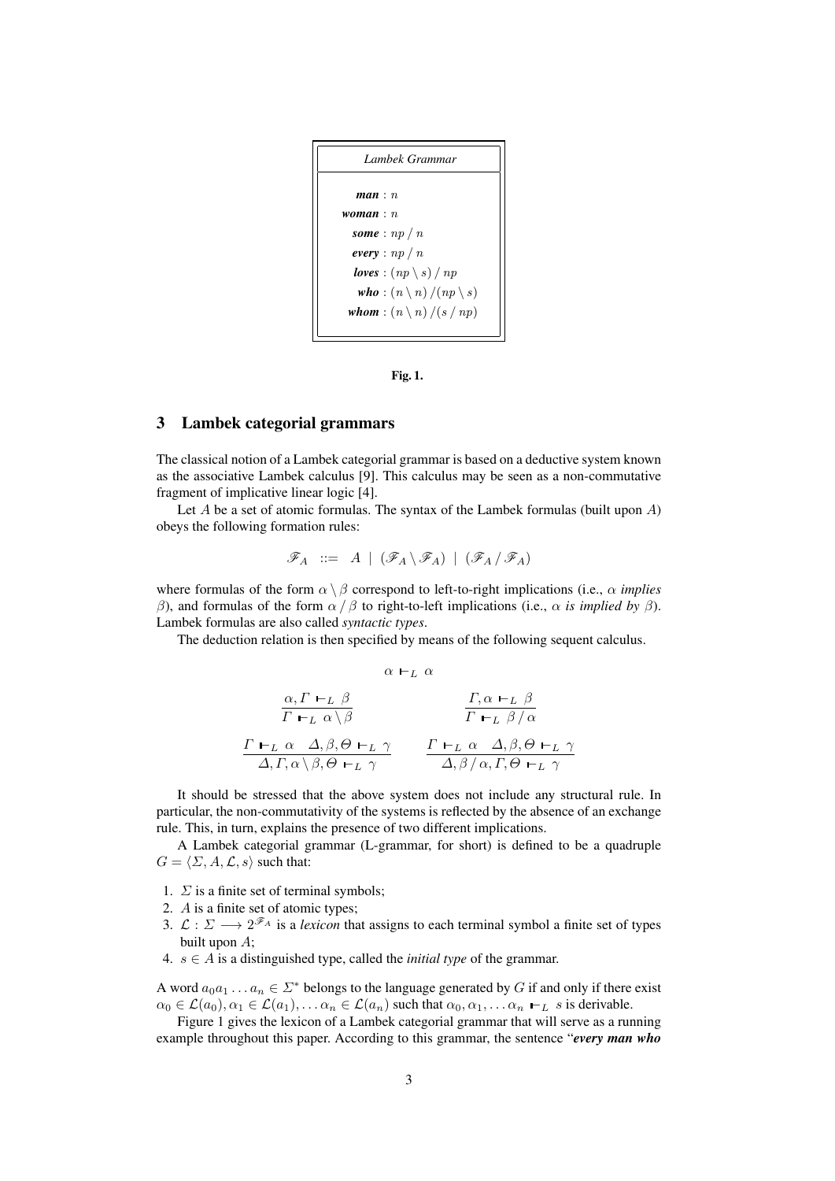*Lambek Grammar*

$$
\begin{aligned}
\textbf{\textit{man}} &: n \\
\textbf{\textit{woman}} &: n \\
\textbf{\textit{some}} &: np \,/\, n \\
\textbf{\textit{every}} &: np \,/\, n \\
\textbf{\textit{loves}} &: (np \setminus s) \,/\, np \\
\textbf{\textit{who}} &: (n \setminus n) \,/ (np \setminus s) \\
\textbf{\textit{whom}} &: (n \setminus n) \,/ (s \,/\, np)
\end{aligned}
$$

**Fig. 1.**

## 3 Lambek categorial grammars

The classical notion of a Lambek categorial grammar is based on a deductive system known as the associative Lambek calculus [9]. This calculus may be seen as a non-commutative fragment of implicative linear logic [4].

Let $A$ be a set of atomic formulas. The syntax of the Lambek formulas (built upon $A$) obeys the following formation rules:

$$\mathscr{F}_A \ ::= \ A \ | \ (\mathscr{F}_A \setminus \mathscr{F}_A) \ | \ (\mathscr{F}_A \,/\, \mathscr{F}_A)$$

where formulas of the form $\alpha \setminus \beta$ correspond to left-to-right implications (i.e., $\alpha$ *implies* $\beta$), and formulas of the form $\alpha \,/\, \beta$ to right-to-left implications (i.e., $\alpha$ *is implied by* $\beta$). Lambek formulas are also called *syntactic types*.

The deduction relation is then specified by means of the following sequent calculus.

$$\alpha \vdash_L \alpha$$

$$\frac{\alpha, \Gamma \vdash_L \beta}{\Gamma \vdash_L \alpha \setminus \beta} \qquad\qquad \frac{\Gamma, \alpha \vdash_L \beta}{\Gamma \vdash_L \beta \,/\, \alpha}$$

$$\frac{\Gamma \vdash_L \alpha \quad \Delta, \beta, \Theta \vdash_L \gamma}{\Delta, \Gamma, \alpha \setminus \beta, \Theta \vdash_L \gamma} \qquad\qquad \frac{\Gamma \vdash_L \alpha \quad \Delta, \beta, \Theta \vdash_L \gamma}{\Delta, \beta \,/\, \alpha, \Gamma, \Theta \vdash_L \gamma}$$

It should be stressed that the above system does not include any structural rule. In particular, the non-commutativity of the systems is reflected by the absence of an exchange rule. This, in turn, explains the presence of two different implications.

A Lambek categorial grammar (L-grammar, for short) is defined to be a quadruple $G = \langle \Sigma, A, \mathcal{L}, s \rangle$ such that:

1. $\Sigma$ is a finite set of terminal symbols;
2. $A$ is a finite set of atomic types;
3. $\mathcal{L} : \Sigma \longrightarrow 2^{\mathscr{F}_A}$ is a *lexicon* that assigns to each terminal symbol a finite set of types built upon $A$;
4. $s \in A$ is a distinguished type, called the *initial type* of the grammar.

A word $a_0 a_1 \ldots a_n \in \Sigma^*$ belongs to the language generated by $G$ if and only if there exist $\alpha_0 \in \mathcal{L}(a_0), \alpha_1 \in \mathcal{L}(a_1), \ldots \alpha_n \in \mathcal{L}(a_n)$ such that $\alpha_0, \alpha_1, \ldots \alpha_n \vdash_L s$ is derivable.

Figure 1 gives the lexicon of a Lambek categorial grammar that will serve as a running example throughout this paper. According to this grammar, the sentence "***every man who***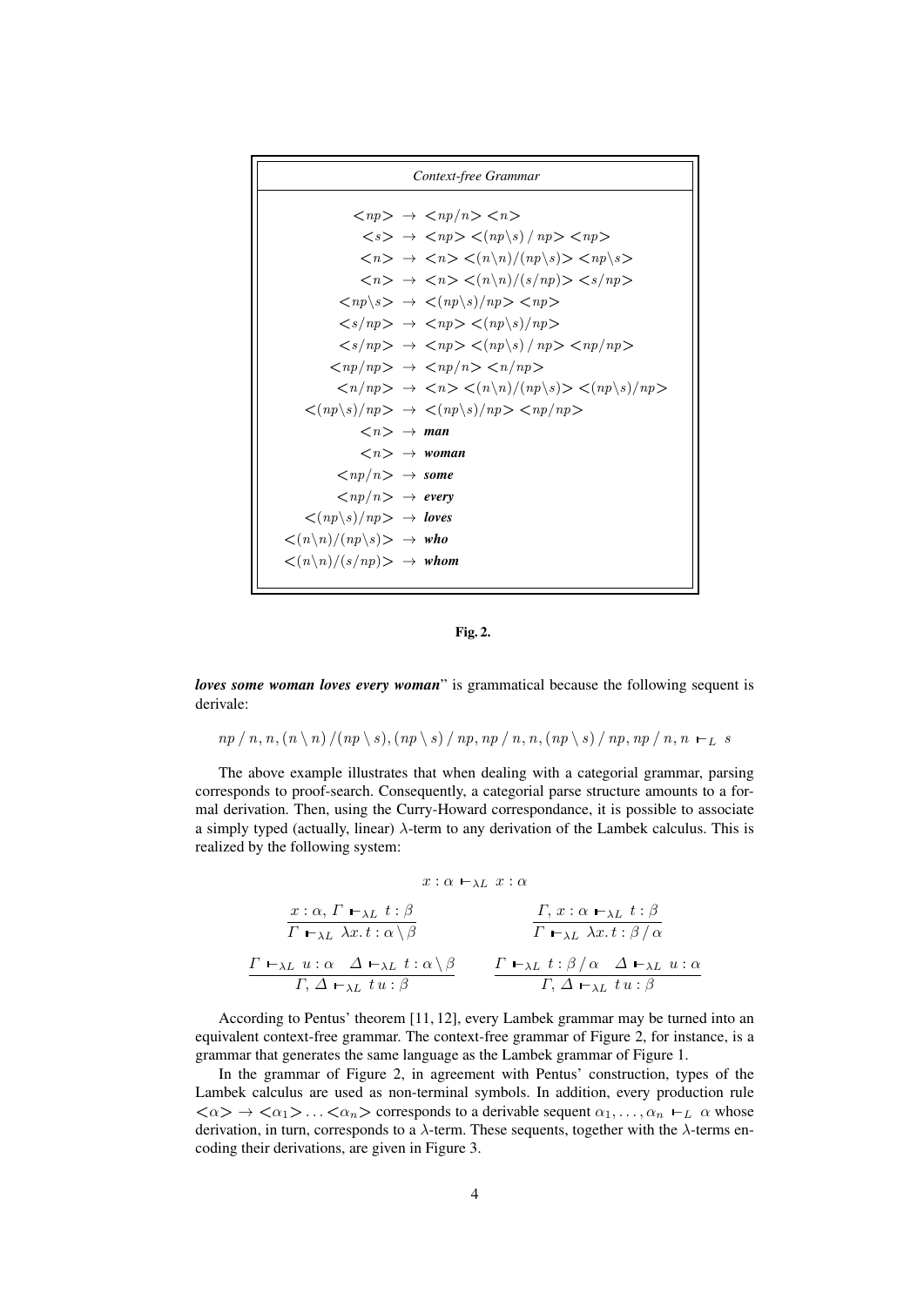**Context-free Grammar**

$$
\begin{aligned}
<\!np\!> &\rightarrow\ <\!np/n\!>\,<\!n\!> \\
<\!s\!> &\rightarrow\ <\!np\!>\,<\!(np\backslash s)\,/\,np\!>\,<\!np\!> \\
<\!n\!> &\rightarrow\ <\!n\!>\,<\!(n\backslash n)/(np\backslash s)\!>\,<\!np\backslash s\!> \\
<\!n\!> &\rightarrow\ <\!n\!>\,<\!(n\backslash n)/(s/np)\!>\,<\!s/np\!> \\
<\!np\backslash s\!> &\rightarrow\ <\!(np\backslash s)/np\!>\,<\!np\!> \\
<\!s/np\!> &\rightarrow\ <\!np\!>\,<\!(np\backslash s)/np\!> \\
<\!s/np\!> &\rightarrow\ <\!np\!>\,<\!(np\backslash s)\,/\,np\!>\,<\!np/np\!> \\
<\!np/np\!> &\rightarrow\ <\!np/n\!>\,<\!n/np\!> \\
<\!n/np\!> &\rightarrow\ <\!n\!>\,<\!(n\backslash n)/(np\backslash s)\!>\,<\!(np\backslash s)/np\!> \\
<\!(np\backslash s)/np\!> &\rightarrow\ <\!(np\backslash s)/np\!>\,<\!np/np\!> \\
<\!n\!> &\rightarrow\ \textit{\textbf{man}} \\
<\!n\!> &\rightarrow\ \textit{\textbf{woman}} \\
<\!np/n\!> &\rightarrow\ \textit{\textbf{some}} \\
<\!np/n\!> &\rightarrow\ \textit{\textbf{every}} \\
<\!(np\backslash s)/np\!> &\rightarrow\ \textit{\textbf{loves}} \\
<\!(n\backslash n)/(np\backslash s)\!> &\rightarrow\ \textit{\textbf{who}} \\
<\!(n\backslash n)/(s/np)\!> &\rightarrow\ \textit{\textbf{whom}}
\end{aligned}
$$

**Fig. 2.**

***loves some woman loves every woman***" is grammatical because the following sequent is derivale:

$$np\,/\,n, n, (n\,\backslash\,n)\,/(np\,\backslash\,s), (np\,\backslash\,s)\,/\,np, np\,/\,n, n, (np\,\backslash\,s)\,/\,np, np\,/\,n, n\ \vdash_L\ s$$

The above example illustrates that when dealing with a categorial grammar, parsing corresponds to proof-search. Consequently, a categorial parse structure amounts to a formal derivation. Then, using the Curry-Howard correspondance, it is possible to associate a simply typed (actually, linear) $\lambda$-term to any derivation of the Lambek calculus. This is realized by the following system:

$$x : \alpha\ \vdash_{\lambda L}\ x : \alpha$$

$$\frac{x : \alpha,\, \Gamma\ \vdash_{\lambda L}\ t : \beta}{\Gamma\ \vdash_{\lambda L}\ \lambda x.\, t : \alpha\,\backslash\,\beta} \qquad \frac{\Gamma,\, x : \alpha\ \vdash_{\lambda L}\ t : \beta}{\Gamma\ \vdash_{\lambda L}\ \lambda x.\, t : \beta\,/\,\alpha}$$

$$\frac{\Gamma\ \vdash_{\lambda L}\ u : \alpha \quad \Delta\ \vdash_{\lambda L}\ t : \alpha\,\backslash\,\beta}{\Gamma,\, \Delta\ \vdash_{\lambda L}\ t\, u : \beta} \qquad \frac{\Gamma\ \vdash_{\lambda L}\ t : \beta\,/\,\alpha \quad \Delta\ \vdash_{\lambda L}\ u : \alpha}{\Gamma,\, \Delta\ \vdash_{\lambda L}\ t\, u : \beta}$$

According to Pentus' theorem [11, 12], every Lambek grammar may be turned into an equivalent context-free grammar. The context-free grammar of Figure 2, for instance, is a grammar that generates the same language as the Lambek grammar of Figure 1.

In the grammar of Figure 2, in agreement with Pentus' construction, types of the Lambek calculus are used as non-terminal symbols. In addition, every production rule $<\!\alpha\!> \rightarrow\ <\!\alpha_1\!> \ldots <\!\alpha_n\!>$ corresponds to a derivable sequent $\alpha_1, \ldots, \alpha_n\ \vdash_L\ \alpha$ whose derivation, in turn, corresponds to a $\lambda$-term. These sequents, together with the $\lambda$-terms encoding their derivations, are given in Figure 3.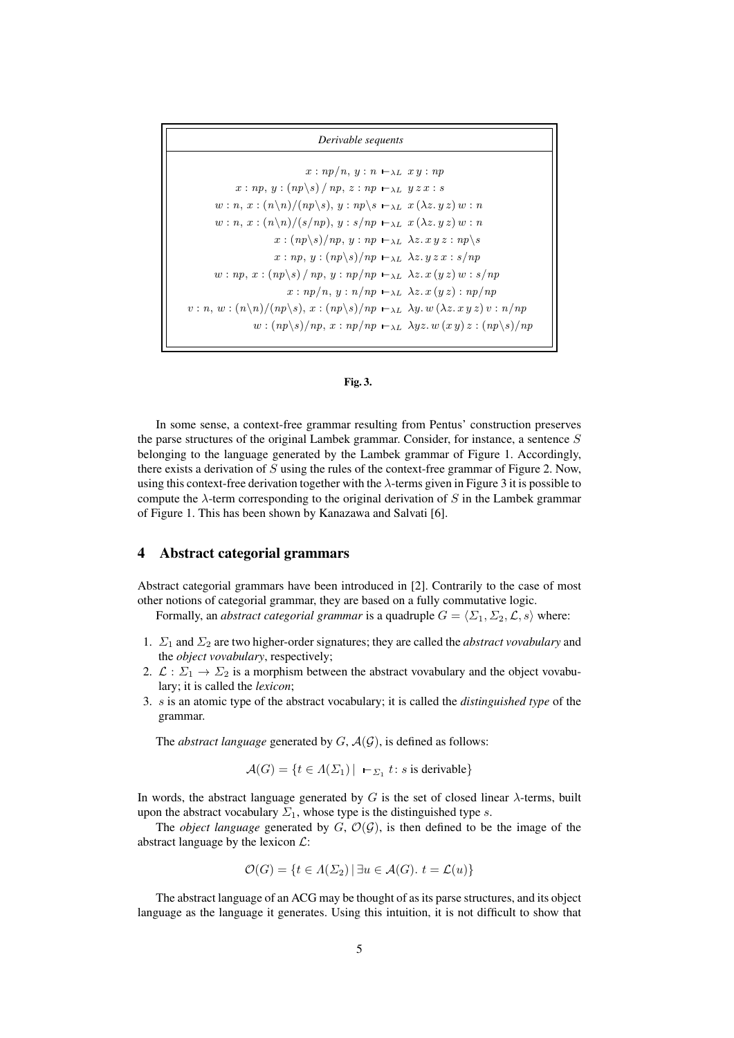*Derivable sequents*

$$x : np/n,\, y : n \vdash_{\lambda L} x\, y : np$$
$$x : np,\, y : (np\backslash s)\,/\,np,\, z : np \vdash_{\lambda L} y\, z\, x : s$$
$$w : n,\, x : (n\backslash n)/(np\backslash s),\, y : np\backslash s \vdash_{\lambda L} x\,(\lambda z.\, y\, z)\, w : n$$
$$w : n,\, x : (n\backslash n)/(s/np),\, y : s/np \vdash_{\lambda L} x\,(\lambda z.\, y\, z)\, w : n$$
$$x : (np\backslash s)/np,\, y : np \vdash_{\lambda L} \lambda z.\, x\, y\, z : np\backslash s$$
$$x : np,\, y : (np\backslash s)/np \vdash_{\lambda L} \lambda z.\, y\, z\, x : s/np$$
$$w : np,\, x : (np\backslash s)\,/\,np,\, y : np/np \vdash_{\lambda L} \lambda z.\, x\,(y\, z)\, w : s/np$$
$$x : np/n,\, y : n/np \vdash_{\lambda L} \lambda z.\, x\,(y\, z) : np/np$$
$$v : n,\, w : (n\backslash n)/(np\backslash s),\, x : (np\backslash s)/np \vdash_{\lambda L} \lambda y.\, w\,(\lambda z.\, x\, y\, z)\, v : n/np$$
$$w : (np\backslash s)/np,\, x : np/np \vdash_{\lambda L} \lambda yz.\, w\,(x\, y)\, z : (np\backslash s)/np$$

**Fig. 3.**

In some sense, a context-free grammar resulting from Pentus' construction preserves the parse structures of the original Lambek grammar. Consider, for instance, a sentence $S$ belonging to the language generated by the Lambek grammar of Figure 1. Accordingly, there exists a derivation of $S$ using the rules of the context-free grammar of Figure 2. Now, using this context-free derivation together with the $\lambda$-terms given in Figure 3 it is possible to compute the $\lambda$-term corresponding to the original derivation of $S$ in the Lambek grammar of Figure 1. This has been shown by Kanazawa and Salvati [6].

## 4 Abstract categorial grammars

Abstract categorial grammars have been introduced in [2]. Contrarily to the case of most other notions of categorial grammar, they are based on a fully commutative logic.

Formally, an *abstract categorial grammar* is a quadruple $G = \langle \Sigma_1, \Sigma_2, \mathcal{L}, s\rangle$ where:

1. $\Sigma_1$ and $\Sigma_2$ are two higher-order signatures; they are called the *abstract vovabulary* and the *object vovabulary*, respectively;
2. $\mathcal{L} : \Sigma_1 \to \Sigma_2$ is a morphism between the abstract vovabulary and the object vovabulary; it is called the *lexicon*;
3. $s$ is an atomic type of the abstract vocabulary; it is called the *distinguished type* of the grammar.

The *abstract language* generated by $G$, $\mathcal{A}(\mathcal{G})$, is defined as follows:

$$\mathcal{A}(G) = \{t \in \Lambda(\Sigma_1) \mid \;\vdash_{\Sigma_1} t\colon s \text{ is derivable}\}$$

In words, the abstract language generated by $G$ is the set of closed linear $\lambda$-terms, built upon the abstract vocabulary $\Sigma_1$, whose type is the distinguished type $s$.

The *object language* generated by $G$, $\mathcal{O}(\mathcal{G})$, is then defined to be the image of the abstract language by the lexicon $\mathcal{L}$:

$$\mathcal{O}(G) = \{t \in \Lambda(\Sigma_2) \mid \exists u \in \mathcal{A}(G).\ t = \mathcal{L}(u)\}$$

The abstract language of an ACG may be thought of as its parse structures, and its object language as the language it generates. Using this intuition, it is not difficult to show that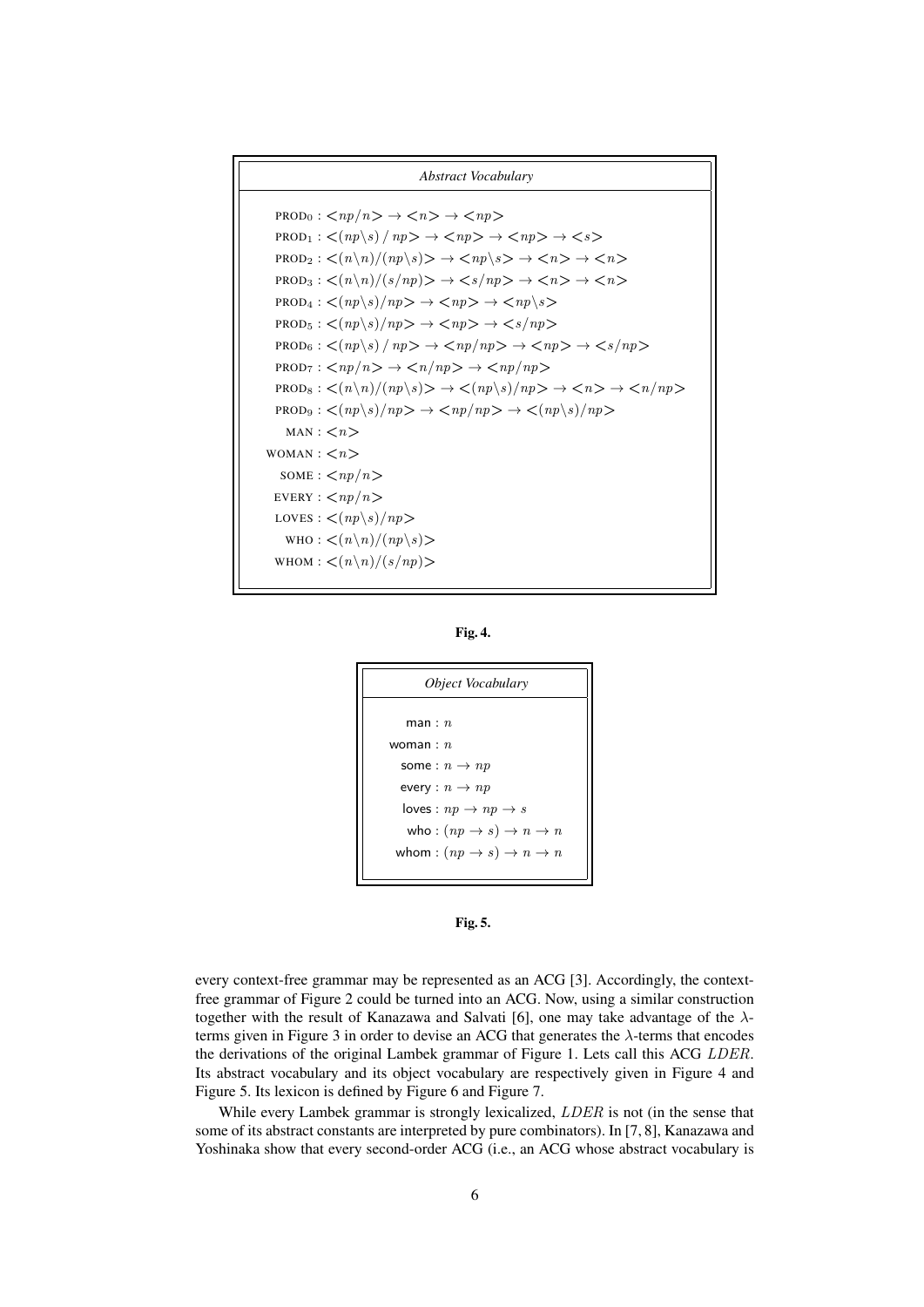*Abstract Vocabulary*

$$\begin{aligned}
\text{PROD}_0 &: <np/n> \to <n> \to <np>\\
\text{PROD}_1 &: <(np\backslash s)\,/\,np> \to <np> \to <np> \to <s>\\
\text{PROD}_2 &: <(n\backslash n)/(np\backslash s)> \to <np\backslash s> \to <n> \to <n>\\
\text{PROD}_3 &: <(n\backslash n)/(s/np)> \to <s/np> \to <n> \to <n>\\
\text{PROD}_4 &: <(np\backslash s)/np> \to <np> \to <np\backslash s>\\
\text{PROD}_5 &: <(np\backslash s)/np> \to <np> \to <s/np>\\
\text{PROD}_6 &: <(np\backslash s)\,/\,np> \to <np/np> \to <np> \to <s/np>\\
\text{PROD}_7 &: <np/n> \to <n/np> \to <np/np>\\
\text{PROD}_8 &: <(n\backslash n)/(np\backslash s)> \to <(np\backslash s)/np> \to <n> \to <n/np>\\
\text{PROD}_9 &: <(np\backslash s)/np> \to <np/np> \to <(np\backslash s)/np>\\
\text{MAN} &: <n>\\
\text{WOMAN} &: <n>\\
\text{SOME} &: <np/n>\\
\text{EVERY} &: <np/n>\\
\text{LOVES} &: <(np\backslash s)/np>\\
\text{WHO} &: <(n\backslash n)/(np\backslash s)>\\
\text{WHOM} &: <(n\backslash n)/(s/np)>
\end{aligned}$$

**Fig. 4.**

*Object Vocabulary*

$$\begin{aligned}
\mathsf{man} &: n\\
\mathsf{woman} &: n\\
\mathsf{some} &: n \to np\\
\mathsf{every} &: n \to np\\
\mathsf{loves} &: np \to np \to s\\
\mathsf{who} &: (np \to s) \to n \to n\\
\mathsf{whom} &: (np \to s) \to n \to n
\end{aligned}$$

**Fig. 5.**

every context-free grammar may be represented as an ACG [3]. Accordingly, the context-free grammar of Figure 2 could be turned into an ACG. Now, using a similar construction together with the result of Kanazawa and Salvati [6], one may take advantage of the $\lambda$-terms given in Figure 3 in order to devise an ACG that generates the $\lambda$-terms that encodes the derivations of the original Lambek grammar of Figure 1. Lets call this ACG $LDER$. Its abstract vocabulary and its object vocabulary are respectively given in Figure 4 and Figure 5. Its lexicon is defined by Figure 6 and Figure 7.

While every Lambek grammar is strongly lexicalized, $LDER$ is not (in the sense that some of its abstract constants are interpreted by pure combinators). In [7, 8], Kanazawa and Yoshinaka show that every second-order ACG (i.e., an ACG whose abstract vocabulary is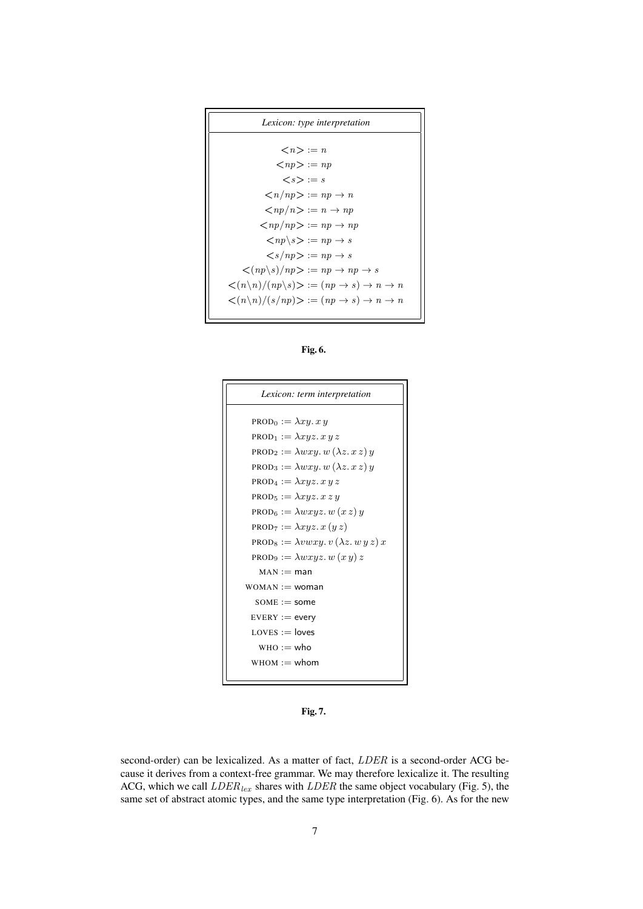*Lexicon: type interpretation*

$$
\begin{aligned}
<\!n\!> &:= n \\
<\!np\!> &:= np \\
<\!s\!> &:= s \\
<\!n/np\!> &:= np \to n \\
<\!np/n\!> &:= n \to np \\
<\!np/np\!> &:= np \to np \\
<\!np\backslash s\!> &:= np \to s \\
<\!s/np\!> &:= np \to s \\
<\!(np\backslash s)/np\!> &:= np \to np \to s \\
<\!(n\backslash n)/(np\backslash s)\!> &:= (np \to s) \to n \to n \\
<\!(n\backslash n)/(s/np)\!> &:= (np \to s) \to n \to n
\end{aligned}
$$

**Fig. 6.**

*Lexicon: term interpretation*

$$
\begin{aligned}
\text{PROD}_0 &:= \lambda xy.\, x\, y \\
\text{PROD}_1 &:= \lambda xyz.\, x\, y\, z \\
\text{PROD}_2 &:= \lambda wxy.\, w\, (\lambda z.\, x\, z)\, y \\
\text{PROD}_3 &:= \lambda wxy.\, w\, (\lambda z.\, x\, z)\, y \\
\text{PROD}_4 &:= \lambda xyz.\, x\, y\, z \\
\text{PROD}_5 &:= \lambda xyz.\, x\, z\, y \\
\text{PROD}_6 &:= \lambda wxyz.\, w\, (x\, z)\, y \\
\text{PROD}_7 &:= \lambda xyz.\, x\, (y\, z) \\
\text{PROD}_8 &:= \lambda vwxy.\, v\, (\lambda z.\, w\, y\, z)\, x \\
\text{PROD}_9 &:= \lambda wxyz.\, w\, (x\, y)\, z \\
\text{MAN} &:= \textsf{man} \\
\text{WOMAN} &:= \textsf{woman} \\
\text{SOME} &:= \textsf{some} \\
\text{EVERY} &:= \textsf{every} \\
\text{LOVES} &:= \textsf{loves} \\
\text{WHO} &:= \textsf{who} \\
\text{WHOM} &:= \textsf{whom}
\end{aligned}
$$

**Fig. 7.**

second-order) can be lexicalized. As a matter of fact, $LDER$ is a second-order ACG because it derives from a context-free grammar. We may therefore lexicalize it. The resulting ACG, which we call $LDER_{lex}$ shares with $LDER$ the same object vocabulary (Fig. 5), the same set of abstract atomic types, and the same type interpretation (Fig. 6). As for the new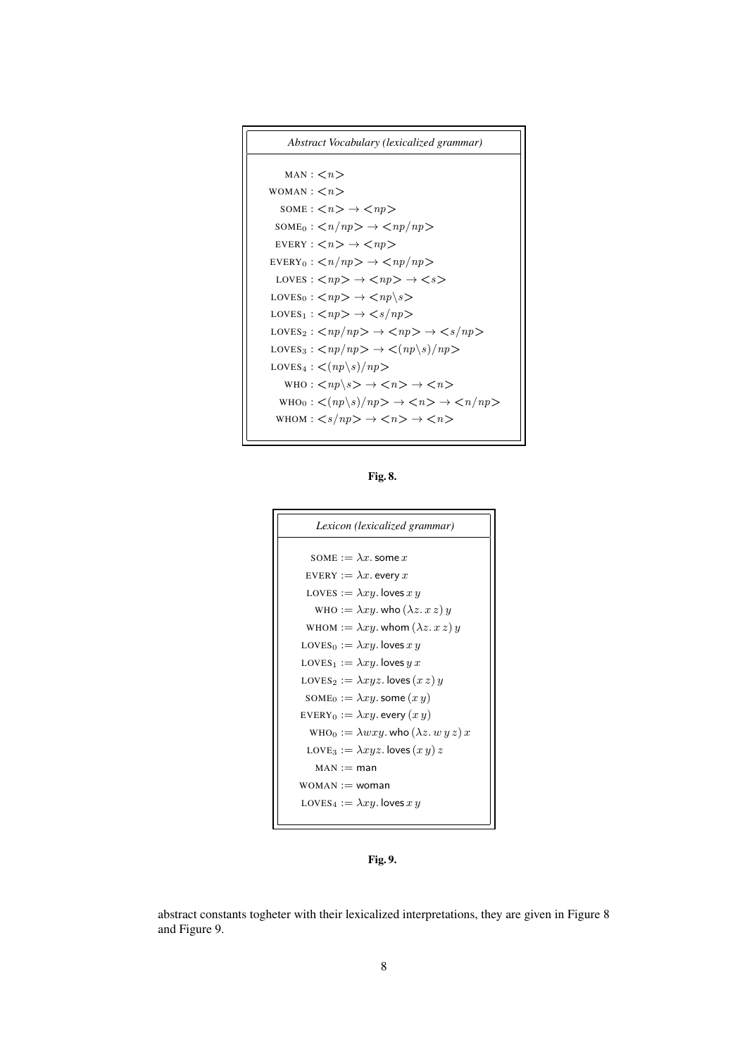**Abstract Vocabulary (lexicalized grammar)**

$\text{MAN} : <n>$

$\text{WOMAN} : <n>$

$\text{SOME} : <n> \rightarrow <np>$

$\text{SOME}_0 : <n/np> \rightarrow <np/np>$

$\text{EVERY} : <n> \rightarrow <np>$

$\text{EVERY}_0 : <n/np> \rightarrow <np/np>$

$\text{LOVES} : <np> \rightarrow <np> \rightarrow <s>$

$\text{LOVES}_0 : <np> \rightarrow <np\backslash s>$

$\text{LOVES}_1 : <np> \rightarrow <s/np>$

$\text{LOVES}_2 : <np/np> \rightarrow <np> \rightarrow <s/np>$

$\text{LOVES}_3 : <np/np> \rightarrow <(np\backslash s)/np>$

$\text{LOVES}_4 : <(np\backslash s)/np>$

$\text{WHO} : <np\backslash s> \rightarrow <n> \rightarrow <n>$

$\text{WHO}_0 : <(np\backslash s)/np> \rightarrow <n> \rightarrow <n/np>$

$\text{WHOM} : <s/np> \rightarrow <n> \rightarrow <n>$

**Fig. 8.**

**Lexicon (lexicalized grammar)**

$\text{SOME} := \lambda x.\, \mathsf{some}\, x$

$\text{EVERY} := \lambda x.\, \mathsf{every}\, x$

$\text{LOVES} := \lambda xy.\, \mathsf{loves}\, x\, y$

$\text{WHO} := \lambda xy.\, \mathsf{who}\, (\lambda z.\, x\, z)\, y$

$\text{WHOM} := \lambda xy.\, \mathsf{whom}\, (\lambda z.\, x\, z)\, y$

$\text{LOVES}_0 := \lambda xy.\, \mathsf{loves}\, x\, y$

$\text{LOVES}_1 := \lambda xy.\, \mathsf{loves}\, y\, x$

$\text{LOVES}_2 := \lambda xyz.\, \mathsf{loves}\, (x\, z)\, y$

$\text{SOME}_0 := \lambda xy.\, \mathsf{some}\, (x\, y)$

$\text{EVERY}_0 := \lambda xy.\, \mathsf{every}\, (x\, y)$

$\text{WHO}_0 := \lambda wxy.\, \mathsf{who}\, (\lambda z.\, w\, y\, z)\, x$

$\text{LOVE}_3 := \lambda xyz.\, \mathsf{loves}\, (x\, y)\, z$

$\text{MAN} := \mathsf{man}$

$\text{WOMAN} := \mathsf{woman}$

$\text{LOVES}_4 := \lambda xy.\, \mathsf{loves}\, x\, y$

**Fig. 9.**

abstract constants togheter with their lexicalized interpretations, they are given in Figure 8 and Figure 9.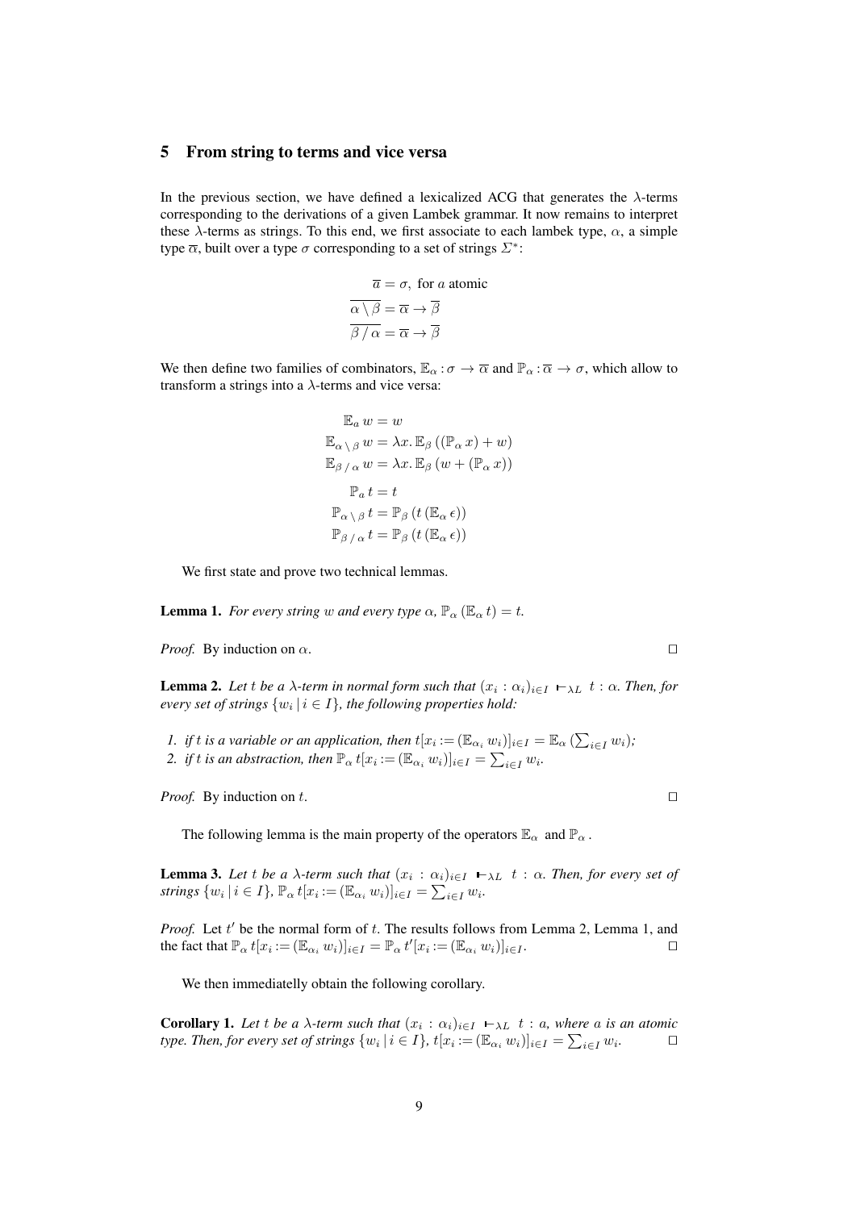## 5 From string to terms and vice versa

In the previous section, we have defined a lexicalized ACG that generates the $\lambda$-terms corresponding to the derivations of a given Lambek grammar. It now remains to interpret these $\lambda$-terms as strings. To this end, we first associate to each lambek type, $\alpha$, a simple type $\overline{\alpha}$, built over a type $\sigma$ corresponding to a set of strings $\Sigma^*$:

$$
\begin{aligned}
\overline{a} &= \sigma, \text{ for } a \text{ atomic} \\
\overline{\alpha \setminus \beta} &= \overline{\alpha} \rightarrow \overline{\beta} \\
\overline{\beta \,/\, \alpha} &= \overline{\alpha} \rightarrow \overline{\beta}
\end{aligned}
$$

We then define two families of combinators, $\mathbb{E}_\alpha : \sigma \rightarrow \overline{\alpha}$ and $\mathbb{P}_\alpha : \overline{\alpha} \rightarrow \sigma$, which allow to transform a strings into a $\lambda$-terms and vice versa:

$$
\begin{aligned}
\mathbb{E}_a\, w &= w \\
\mathbb{E}_{\alpha \setminus \beta}\, w &= \lambda x.\, \mathbb{E}_\beta\, ((\mathbb{P}_\alpha\, x) + w) \\
\mathbb{E}_{\beta \,/\, \alpha}\, w &= \lambda x.\, \mathbb{E}_\beta\, (w + (\mathbb{P}_\alpha\, x)) \\
\mathbb{P}_a\, t &= t \\
\mathbb{P}_{\alpha \setminus \beta}\, t &= \mathbb{P}_\beta\, (t\, (\mathbb{E}_\alpha\, \epsilon)) \\
\mathbb{P}_{\beta \,/\, \alpha}\, t &= \mathbb{P}_\beta\, (t\, (\mathbb{E}_\alpha\, \epsilon))
\end{aligned}
$$

We first state and prove two technical lemmas.

**Lemma 1.** *For every string $w$ and every type $\alpha$, $\mathbb{P}_\alpha\, (\mathbb{E}_\alpha\, t) = t$.*

*Proof.* By induction on $\alpha$. □

**Lemma 2.** *Let $t$ be a $\lambda$-term in normal form such that $(x_i : \alpha_i)_{i \in I} \vdash_{\lambda L} t : \alpha$. Then, for every set of strings $\{w_i \,|\, i \in I\}$, the following properties hold:*

1. *if $t$ is a variable or an application, then $t[x_i := (\mathbb{E}_{\alpha_i}\, w_i)]_{i \in I} = \mathbb{E}_\alpha\, (\sum_{i \in I} w_i)$;*
2. *if $t$ is an abstraction, then $\mathbb{P}_\alpha\, t[x_i := (\mathbb{E}_{\alpha_i}\, w_i)]_{i \in I} = \sum_{i \in I} w_i$.*

*Proof.* By induction on $t$. □

The following lemma is the main property of the operators $\mathbb{E}_\alpha$ and $\mathbb{P}_\alpha$.

**Lemma 3.** *Let $t$ be a $\lambda$-term such that $(x_i : \alpha_i)_{i \in I} \vdash_{\lambda L} t : \alpha$. Then, for every set of strings $\{w_i \,|\, i \in I\}$, $\mathbb{P}_\alpha\, t[x_i := (\mathbb{E}_{\alpha_i}\, w_i)]_{i \in I} = \sum_{i \in I} w_i$.*

*Proof.* Let $t'$ be the normal form of $t$. The results follows from Lemma 2, Lemma 1, and the fact that $\mathbb{P}_\alpha\, t[x_i := (\mathbb{E}_{\alpha_i}\, w_i)]_{i \in I} = \mathbb{P}_\alpha\, t'[x_i := (\mathbb{E}_{\alpha_i}\, w_i)]_{i \in I}$. □

We then immediatelly obtain the following corollary.

**Corollary 1.** *Let $t$ be a $\lambda$-term such that $(x_i : \alpha_i)_{i \in I} \vdash_{\lambda L} t : a$, where $a$ is an atomic type. Then, for every set of strings $\{w_i \,|\, i \in I\}$, $t[x_i := (\mathbb{E}_{\alpha_i}\, w_i)]_{i \in I} = \sum_{i \in I} w_i$.* □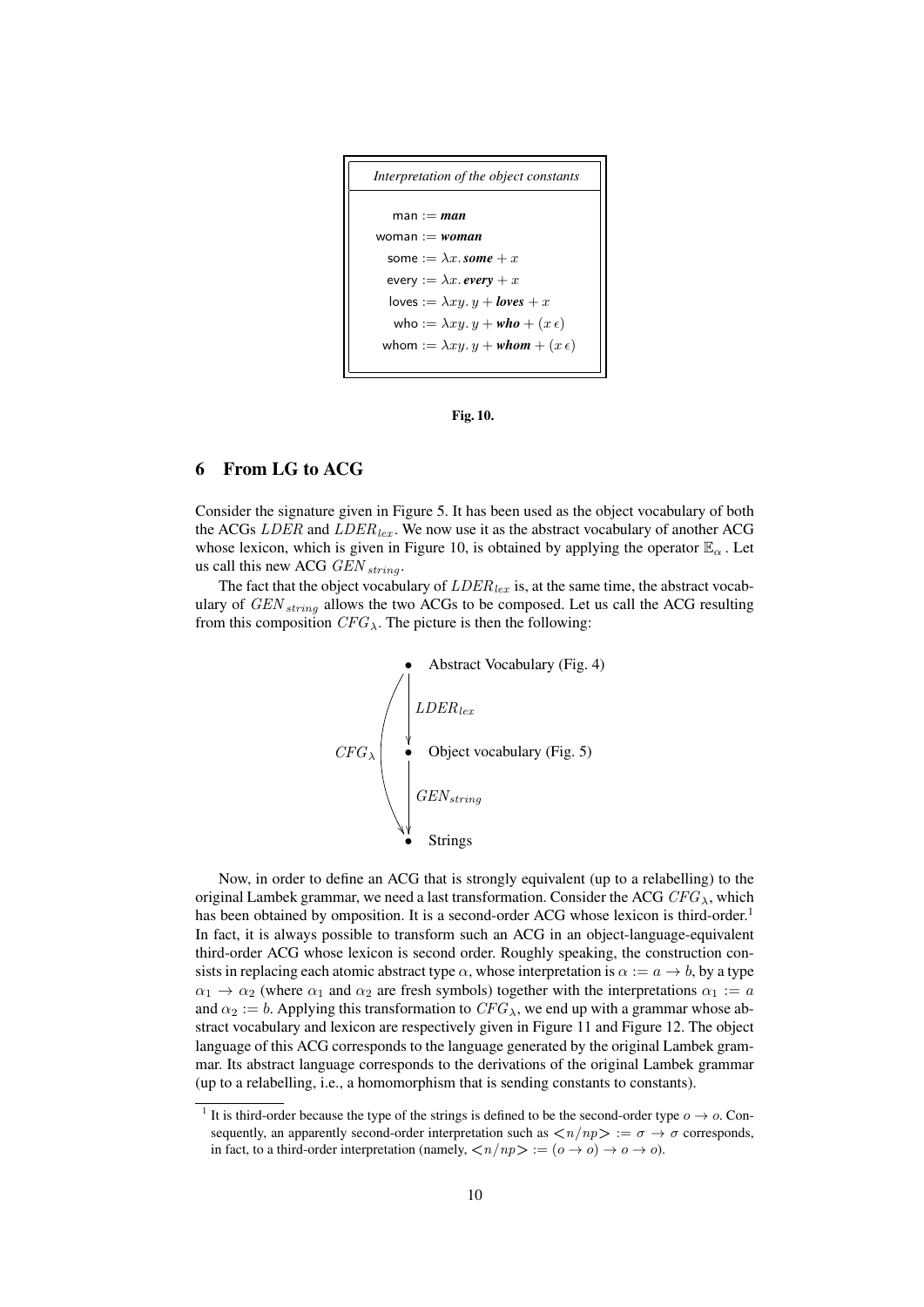| *Interpretation of the object constants* |
| --- |
| $\mathsf{man} := \textbf{\textit{man}}$ |
| $\mathsf{woman} := \textbf{\textit{woman}}$ |
| $\mathsf{some} := \lambda x.\, \textbf{\textit{some}} + x$ |
| $\mathsf{every} := \lambda x.\, \textbf{\textit{every}} + x$ |
| $\mathsf{loves} := \lambda xy.\, y + \textbf{\textit{loves}} + x$ |
| $\mathsf{who} := \lambda xy.\, y + \textbf{\textit{who}} + (x\, \epsilon)$ |
| $\mathsf{whom} := \lambda xy.\, y + \textbf{\textit{whom}} + (x\, \epsilon)$ |

**Fig. 10.**

## 6 From LG to ACG

Consider the signature given in Figure 5. It has been used as the object vocabulary of both the ACGs $LDER$ and $LDER_{lex}$. We now use it as the abstract vocabulary of another ACG whose lexicon, which is given in Figure 10, is obtained by applying the operator $\mathbb{E}_{\alpha}$. Let us call this new ACG $GEN_{string}$.

The fact that the object vocabulary of $LDER_{lex}$ is, at the same time, the abstract vocabulary of $GEN_{string}$ allows the two ACGs to be composed. Let us call the ACG resulting from this composition $CFG_{\lambda}$. The picture is then the following:

- Abstract Vocabulary (Fig. 4)
- $\downarrow$ $LDER_{lex}$
- Object vocabulary (Fig. 5)
- $\downarrow$ $GEN_{string}$
- Strings

(with $CFG_{\lambda}$ mapping directly from the Abstract Vocabulary to Strings)

Now, in order to define an ACG that is strongly equivalent (up to a relabelling) to the original Lambek grammar, we need a last transformation. Consider the ACG $CFG_{\lambda}$, which has been obtained by omposition. It is a second-order ACG whose lexicon is third-order.[1] In fact, it is always possible to transform such an ACG in an object-language-equivalent third-order ACG whose lexicon is second order. Roughly speaking, the construction consists in replacing each atomic abstract type $\alpha$, whose interpretation is $\alpha := a \to b$, by a type $\alpha_1 \to \alpha_2$ (where $\alpha_1$ and $\alpha_2$ are fresh symbols) together with the interpretations $\alpha_1 := a$ and $\alpha_2 := b$. Applying this transformation to $CFG_{\lambda}$, we end up with a grammar whose abstract vocabulary and lexicon are respectively given in Figure 11 and Figure 12. The object language of this ACG corresponds to the language generated by the original Lambek grammar. Its abstract language corresponds to the derivations of the original Lambek grammar (up to a relabelling, i.e., a homomorphism that is sending constants to constants).

[1] It is third-order because the type of the strings is defined to be the second-order type $o \to o$. Consequently, an apparently second-order interpretation such as $<\!n/np\!> := \sigma \to \sigma$ corresponds, in fact, to a third-order interpretation (namely, $<\!n/np\!> := (o \to o) \to o \to o$).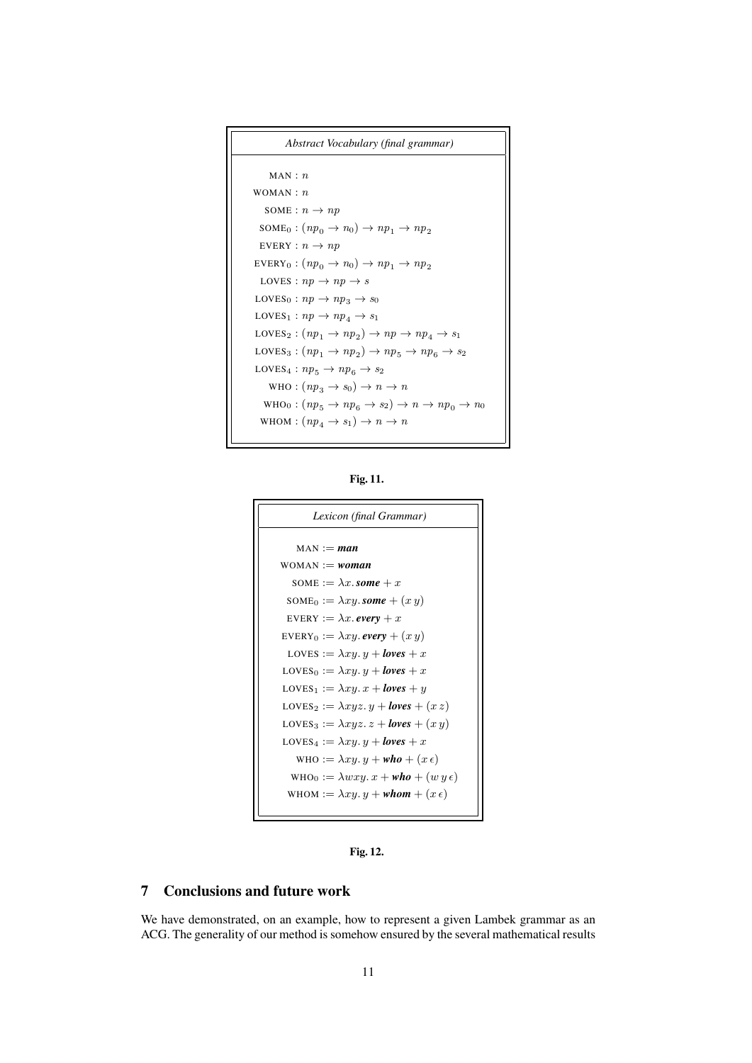*Abstract Vocabulary (final grammar)*

$$
\begin{aligned}
\text{MAN} &: n \\
\text{WOMAN} &: n \\
\text{SOME} &: n \rightarrow np \\
\text{SOME}_0 &: (np_0 \rightarrow n_0) \rightarrow np_1 \rightarrow np_2 \\
\text{EVERY} &: n \rightarrow np \\
\text{EVERY}_0 &: (np_0 \rightarrow n_0) \rightarrow np_1 \rightarrow np_2 \\
\text{LOVES} &: np \rightarrow np \rightarrow s \\
\text{LOVES}_0 &: np \rightarrow np_3 \rightarrow s_0 \\
\text{LOVES}_1 &: np \rightarrow np_4 \rightarrow s_1 \\
\text{LOVES}_2 &: (np_1 \rightarrow np_2) \rightarrow np \rightarrow np_4 \rightarrow s_1 \\
\text{LOVES}_3 &: (np_1 \rightarrow np_2) \rightarrow np_5 \rightarrow np_6 \rightarrow s_2 \\
\text{LOVES}_4 &: np_5 \rightarrow np_6 \rightarrow s_2 \\
\text{WHO} &: (np_3 \rightarrow s_0) \rightarrow n \rightarrow n \\
\text{WHO}_0 &: (np_5 \rightarrow np_6 \rightarrow s_2) \rightarrow n \rightarrow np_0 \rightarrow n_0 \\
\text{WHOM} &: (np_4 \rightarrow s_1) \rightarrow n \rightarrow n
\end{aligned}
$$

**Fig. 11.**

*Lexicon (final Grammar)*

$$
\begin{aligned}
\text{MAN} &:= \textbf{\textit{man}} \\
\text{WOMAN} &:= \textbf{\textit{woman}} \\
\text{SOME} &:= \lambda x.\, \textbf{\textit{some}} + x \\
\text{SOME}_0 &:= \lambda xy.\, \textbf{\textit{some}} + (x\, y) \\
\text{EVERY} &:= \lambda x.\, \textbf{\textit{every}} + x \\
\text{EVERY}_0 &:= \lambda xy.\, \textbf{\textit{every}} + (x\, y) \\
\text{LOVES} &:= \lambda xy.\, y + \textbf{\textit{loves}} + x \\
\text{LOVES}_0 &:= \lambda xy.\, y + \textbf{\textit{loves}} + x \\
\text{LOVES}_1 &:= \lambda xy.\, x + \textbf{\textit{loves}} + y \\
\text{LOVES}_2 &:= \lambda xyz.\, y + \textbf{\textit{loves}} + (x\, z) \\
\text{LOVES}_3 &:= \lambda xyz.\, z + \textbf{\textit{loves}} + (x\, y) \\
\text{LOVES}_4 &:= \lambda xy.\, y + \textbf{\textit{loves}} + x \\
\text{WHO} &:= \lambda xy.\, y + \textbf{\textit{who}} + (x\, \epsilon) \\
\text{WHO}_0 &:= \lambda wxy.\, x + \textbf{\textit{who}} + (w\, y\, \epsilon) \\
\text{WHOM} &:= \lambda xy.\, y + \textbf{\textit{whom}} + (x\, \epsilon)
\end{aligned}
$$

**Fig. 12.**

## 7 Conclusions and future work

We have demonstrated, on an example, how to represent a given Lambek grammar as an ACG. The generality of our method is somehow ensured by the several mathematical results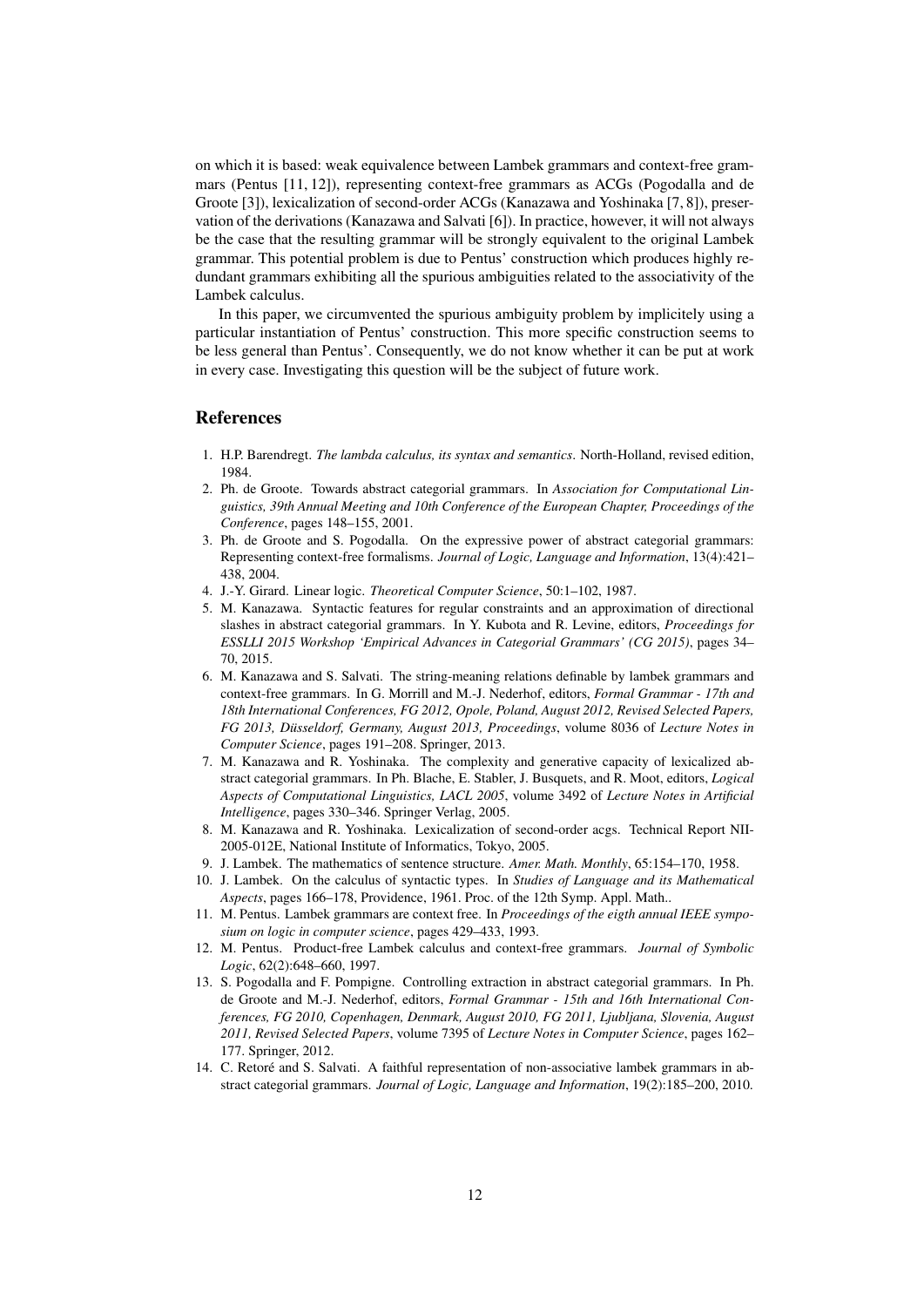on which it is based: weak equivalence between Lambek grammars and context-free grammars (Pentus [11, 12]), representing context-free grammars as ACGs (Pogodalla and de Groote [3]), lexicalization of second-order ACGs (Kanazawa and Yoshinaka [7, 8]), preservation of the derivations (Kanazawa and Salvati [6]). In practice, however, it will not always be the case that the resulting grammar will be strongly equivalent to the original Lambek grammar. This potential problem is due to Pentus' construction which produces highly redundant grammars exhibiting all the spurious ambiguities related to the associativity of the Lambek calculus.

In this paper, we circumvented the spurious ambiguity problem by implicitely using a particular instantiation of Pentus' construction. This more specific construction seems to be less general than Pentus'. Consequently, we do not know whether it can be put at work in every case. Investigating this question will be the subject of future work.

## References

1. H.P. Barendregt. *The lambda calculus, its syntax and semantics*. North-Holland, revised edition, 1984.
2. Ph. de Groote. Towards abstract categorial grammars. In *Association for Computational Linguistics, 39th Annual Meeting and 10th Conference of the European Chapter, Proceedings of the Conference*, pages 148–155, 2001.
3. Ph. de Groote and S. Pogodalla. On the expressive power of abstract categorial grammars: Representing context-free formalisms. *Journal of Logic, Language and Information*, 13(4):421–438, 2004.
4. J.-Y. Girard. Linear logic. *Theoretical Computer Science*, 50:1–102, 1987.
5. M. Kanazawa. Syntactic features for regular constraints and an approximation of directional slashes in abstract categorial grammars. In Y. Kubota and R. Levine, editors, *Proceedings for ESSLLI 2015 Workshop 'Empirical Advances in Categorial Grammars' (CG 2015)*, pages 34–70, 2015.
6. M. Kanazawa and S. Salvati. The string-meaning relations definable by lambek grammars and context-free grammars. In G. Morrill and M.-J. Nederhof, editors, *Formal Grammar - 17th and 18th International Conferences, FG 2012, Opole, Poland, August 2012, Revised Selected Papers, FG 2013, Düsseldorf, Germany, August 2013, Proceedings*, volume 8036 of *Lecture Notes in Computer Science*, pages 191–208. Springer, 2013.
7. M. Kanazawa and R. Yoshinaka. The complexity and generative capacity of lexicalized abstract categorial grammars. In Ph. Blache, E. Stabler, J. Busquets, and R. Moot, editors, *Logical Aspects of Computational Linguistics, LACL 2005*, volume 3492 of *Lecture Notes in Artificial Intelligence*, pages 330–346. Springer Verlag, 2005.
8. M. Kanazawa and R. Yoshinaka. Lexicalization of second-order acgs. Technical Report NII-2005-012E, National Institute of Informatics, Tokyo, 2005.
9. J. Lambek. The mathematics of sentence structure. *Amer. Math. Monthly*, 65:154–170, 1958.
10. J. Lambek. On the calculus of syntactic types. In *Studies of Language and its Mathematical Aspects*, pages 166–178, Providence, 1961. Proc. of the 12th Symp. Appl. Math..
11. M. Pentus. Lambek grammars are context free. In *Proceedings of the eigth annual IEEE symposium on logic in computer science*, pages 429–433, 1993.
12. M. Pentus. Product-free Lambek calculus and context-free grammars. *Journal of Symbolic Logic*, 62(2):648–660, 1997.
13. S. Pogodalla and F. Pompigne. Controlling extraction in abstract categorial grammars. In Ph. de Groote and M.-J. Nederhof, editors, *Formal Grammar - 15th and 16th International Conferences, FG 2010, Copenhagen, Denmark, August 2010, FG 2011, Ljubljana, Slovenia, August 2011, Revised Selected Papers*, volume 7395 of *Lecture Notes in Computer Science*, pages 162–177. Springer, 2012.
14. C. Retoré and S. Salvati. A faithful representation of non-associative lambek grammars in abstract categorial grammars. *Journal of Logic, Language and Information*, 19(2):185–200, 2010.